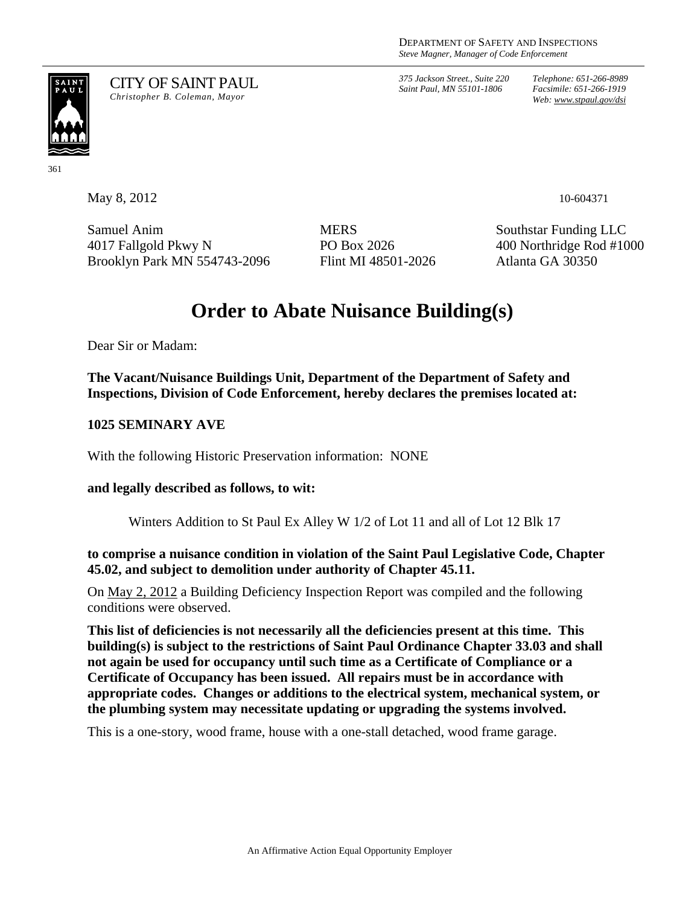DEPARTMENT OF SAFETY AND INSPECTIONS
*Steve Magner, Manager of Code Enforcement*

CITY OF SAINT PAUL
*Christopher B. Coleman, Mayor*

*375 Jackson Street., Suite 220*
*Saint Paul, MN 55101-1806*

*Telephone: 651-266-8989*
*Facsimile: 651-266-1919*
*Web: www.stpaul.gov/dsi*

361

May 8, 2012

10-604371

Samuel Anim
4017 Fallgold Pkwy N
Brooklyn Park MN 554743-2096

MERS
PO Box 2026
Flint MI 48501-2026

Southstar Funding LLC
400 Northridge Rod #1000
Atlanta GA 30350

# Order to Abate Nuisance Building(s)

Dear Sir or Madam:

**The Vacant/Nuisance Buildings Unit, Department of the Department of Safety and Inspections, Division of Code Enforcement, hereby declares the premises located at:**

**1025 SEMINARY AVE**

With the following Historic Preservation information: NONE

**and legally described as follows, to wit:**

Winters Addition to St Paul Ex Alley W 1/2 of Lot 11 and all of Lot 12 Blk 17

**to comprise a nuisance condition in violation of the Saint Paul Legislative Code, Chapter 45.02, and subject to demolition under authority of Chapter 45.11.**

On May 2, 2012 a Building Deficiency Inspection Report was compiled and the following conditions were observed.

**This list of deficiencies is not necessarily all the deficiencies present at this time. This building(s) is subject to the restrictions of Saint Paul Ordinance Chapter 33.03 and shall not again be used for occupancy until such time as a Certificate of Compliance or a Certificate of Occupancy has been issued. All repairs must be in accordance with appropriate codes. Changes or additions to the electrical system, mechanical system, or the plumbing system may necessitate updating or upgrading the systems involved.**

This is a one-story, wood frame, house with a one-stall detached, wood frame garage.

An Affirmative Action Equal Opportunity Employer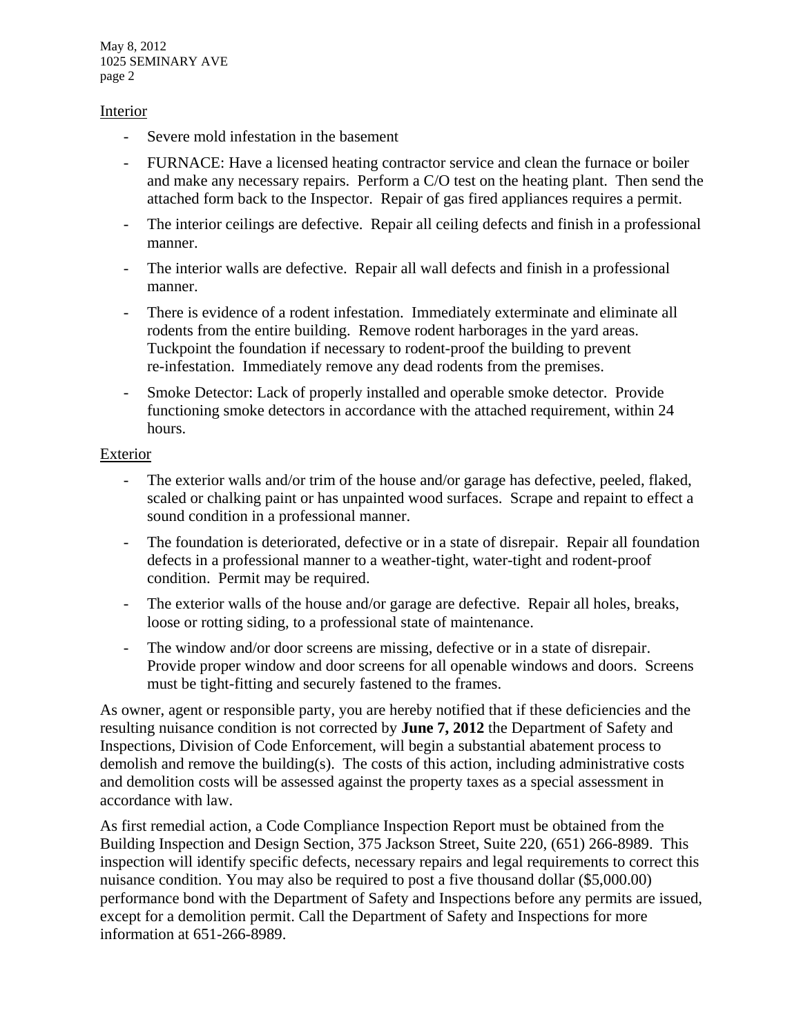Interior

- Severe mold infestation in the basement
- FURNACE: Have a licensed heating contractor service and clean the furnace or boiler and make any necessary repairs. Perform a C/O test on the heating plant. Then send the attached form back to the Inspector. Repair of gas fired appliances requires a permit.
- The interior ceilings are defective. Repair all ceiling defects and finish in a professional manner.
- The interior walls are defective. Repair all wall defects and finish in a professional manner.
- There is evidence of a rodent infestation. Immediately exterminate and eliminate all rodents from the entire building. Remove rodent harborages in the yard areas. Tuckpoint the foundation if necessary to rodent-proof the building to prevent re-infestation. Immediately remove any dead rodents from the premises.
- Smoke Detector: Lack of properly installed and operable smoke detector. Provide functioning smoke detectors in accordance with the attached requirement, within 24 hours.

Exterior

- The exterior walls and/or trim of the house and/or garage has defective, peeled, flaked, scaled or chalking paint or has unpainted wood surfaces. Scrape and repaint to effect a sound condition in a professional manner.
- The foundation is deteriorated, defective or in a state of disrepair. Repair all foundation defects in a professional manner to a weather-tight, water-tight and rodent-proof condition. Permit may be required.
- The exterior walls of the house and/or garage are defective. Repair all holes, breaks, loose or rotting siding, to a professional state of maintenance.
- The window and/or door screens are missing, defective or in a state of disrepair. Provide proper window and door screens for all openable windows and doors. Screens must be tight-fitting and securely fastened to the frames.

As owner, agent or responsible party, you are hereby notified that if these deficiencies and the resulting nuisance condition is not corrected by **June 7, 2012** the Department of Safety and Inspections, Division of Code Enforcement, will begin a substantial abatement process to demolish and remove the building(s). The costs of this action, including administrative costs and demolition costs will be assessed against the property taxes as a special assessment in accordance with law.

As first remedial action, a Code Compliance Inspection Report must be obtained from the Building Inspection and Design Section, 375 Jackson Street, Suite 220, (651) 266-8989. This inspection will identify specific defects, necessary repairs and legal requirements to correct this nuisance condition. You may also be required to post a five thousand dollar ($5,000.00) performance bond with the Department of Safety and Inspections before any permits are issued, except for a demolition permit. Call the Department of Safety and Inspections for more information at 651-266-8989.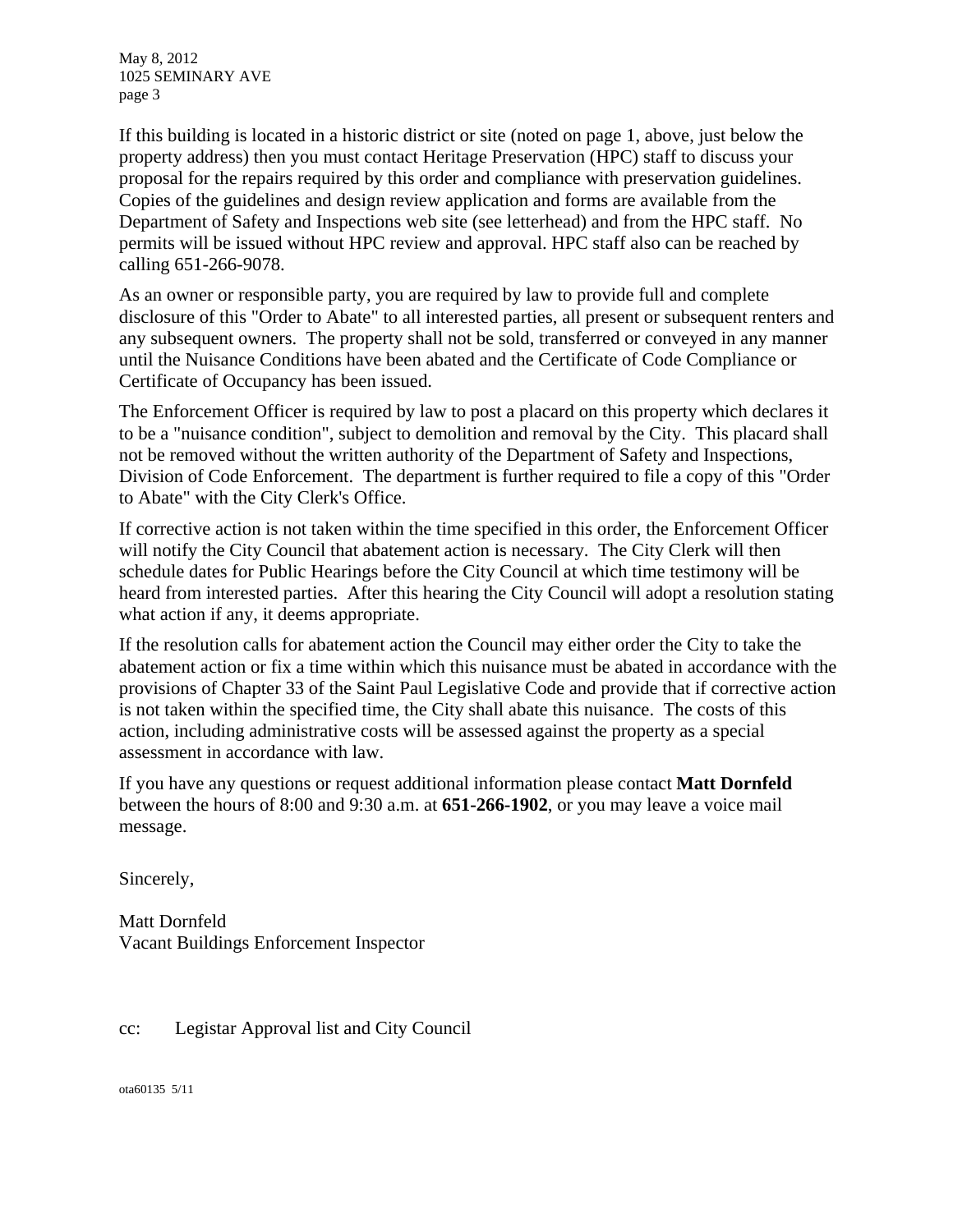If this building is located in a historic district or site (noted on page 1, above, just below the property address) then you must contact Heritage Preservation (HPC) staff to discuss your proposal for the repairs required by this order and compliance with preservation guidelines. Copies of the guidelines and design review application and forms are available from the Department of Safety and Inspections web site (see letterhead) and from the HPC staff. No permits will be issued without HPC review and approval. HPC staff also can be reached by calling 651-266-9078.

As an owner or responsible party, you are required by law to provide full and complete disclosure of this "Order to Abate" to all interested parties, all present or subsequent renters and any subsequent owners. The property shall not be sold, transferred or conveyed in any manner until the Nuisance Conditions have been abated and the Certificate of Code Compliance or Certificate of Occupancy has been issued.

The Enforcement Officer is required by law to post a placard on this property which declares it to be a "nuisance condition", subject to demolition and removal by the City. This placard shall not be removed without the written authority of the Department of Safety and Inspections, Division of Code Enforcement. The department is further required to file a copy of this "Order to Abate" with the City Clerk's Office.

If corrective action is not taken within the time specified in this order, the Enforcement Officer will notify the City Council that abatement action is necessary. The City Clerk will then schedule dates for Public Hearings before the City Council at which time testimony will be heard from interested parties. After this hearing the City Council will adopt a resolution stating what action if any, it deems appropriate.

If the resolution calls for abatement action the Council may either order the City to take the abatement action or fix a time within which this nuisance must be abated in accordance with the provisions of Chapter 33 of the Saint Paul Legislative Code and provide that if corrective action is not taken within the specified time, the City shall abate this nuisance. The costs of this action, including administrative costs will be assessed against the property as a special assessment in accordance with law.

If you have any questions or request additional information please contact **Matt Dornfeld** between the hours of 8:00 and 9:30 a.m. at **651-266-1902**, or you may leave a voice mail message.

Sincerely,

Matt Dornfeld
Vacant Buildings Enforcement Inspector

cc: Legistar Approval list and City Council

ota60135 5/11